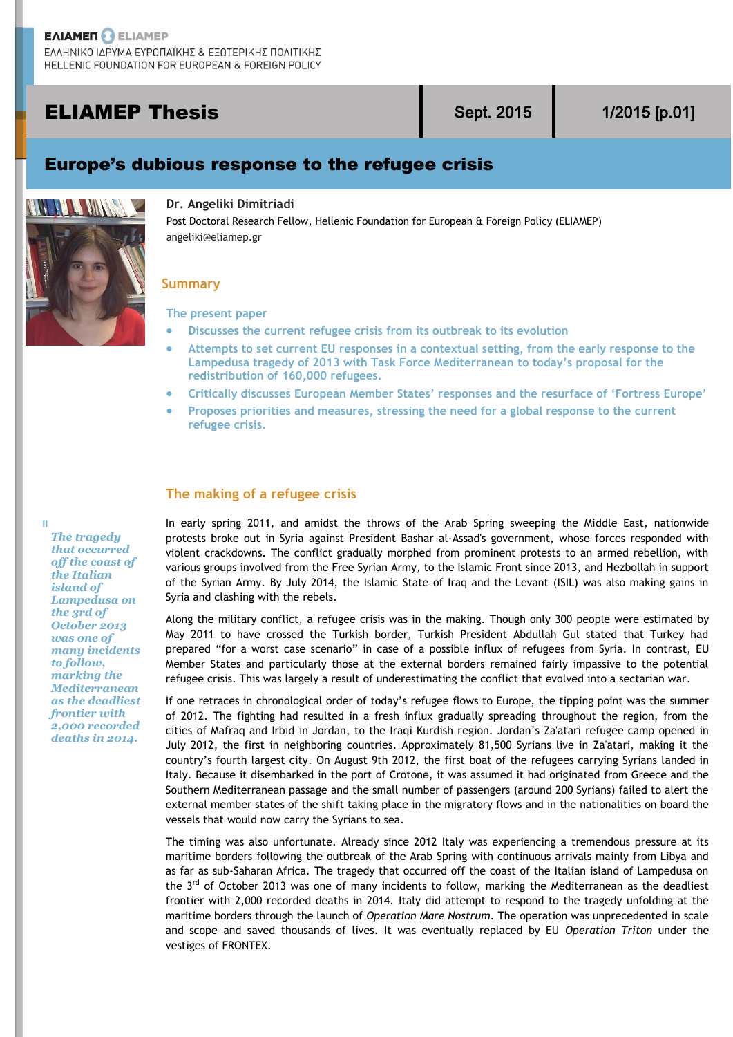ΕΛΙΑΜΕΠ ELIAMEP

ΕΛΛΗΝΙΚΟ ΙΔΡΥΜΑ ΕΥΡΩΠΑΪΚΗΣ & ΕΞΩΤΕΡΙΚΗΣ ΠΟΛΙΤΙΚΗΣ
HELLENIC FOUNDATION FOR EUROPEAN & FOREIGN POLICY

# ELIAMEP Thesis

Sept. 2015 | 1/2015 [p.01]

# Europe's dubious response to the refugee crisis

**Dr. Angeliki Dimitriadi**
Post Doctoral Research Fellow, Hellenic Foundation for European & Foreign Policy (ELIAMEP)
angeliki@eliamep.gr

## Summary

The present paper

- Discusses the current refugee crisis from its outbreak to its evolution
- Attempts to set current EU responses in a contextual setting, from the early response to the Lampedusa tragedy of 2013 with Task Force Mediterranean to today's proposal for the redistribution of 160,000 refugees.
- Critically discusses European Member States' responses and the resurface of 'Fortress Europe'
- Proposes priorities and measures, stressing the need for a global response to the current refugee crisis.

## The making of a refugee crisis

> *The tragedy that occurred off the coast of the Italian island of Lampedusa on the 3rd of October 2013 was one of many incidents to follow, marking the Mediterranean as the deadliest frontier with 2,000 recorded deaths in 2014.*

In early spring 2011, and amidst the throws of the Arab Spring sweeping the Middle East, nationwide protests broke out in Syria against President Bashar al-Assad's government, whose forces responded with violent crackdowns. The conflict gradually morphed from prominent protests to an armed rebellion, with various groups involved from the Free Syrian Army, to the Islamic Front since 2013, and Hezbollah in support of the Syrian Army. By July 2014, the Islamic State of Iraq and the Levant (ISIL) was also making gains in Syria and clashing with the rebels.

Along the military conflict, a refugee crisis was in the making. Though only 300 people were estimated by May 2011 to have crossed the Turkish border, Turkish President Abdullah Gul stated that Turkey had prepared "for a worst case scenario" in case of a possible influx of refugees from Syria. In contrast, EU Member States and particularly those at the external borders remained fairly impassive to the potential refugee crisis. This was largely a result of underestimating the conflict that evolved into a sectarian war.

If one retraces in chronological order of today's refugee flows to Europe, the tipping point was the summer of 2012. The fighting had resulted in a fresh influx gradually spreading throughout the region, from the cities of Mafraq and Irbid in Jordan, to the Iraqi Kurdish region. Jordan's Za'atari refugee camp opened in July 2012, the first in neighboring countries. Approximately 81,500 Syrians live in Za'atari, making it the country's fourth largest city. On August 9th 2012, the first boat of the refugees carrying Syrians landed in Italy. Because it disembarked in the port of Crotone, it was assumed it had originated from Greece and the Southern Mediterranean passage and the small number of passengers (around 200 Syrians) failed to alert the external member states of the shift taking place in the migratory flows and in the nationalities on board the vessels that would now carry the Syrians to sea.

The timing was also unfortunate. Already since 2012 Italy was experiencing a tremendous pressure at its maritime borders following the outbreak of the Arab Spring with continuous arrivals mainly from Libya and as far as sub-Saharan Africa. The tragedy that occurred off the coast of the Italian island of Lampedusa on the 3rd of October 2013 was one of many incidents to follow, marking the Mediterranean as the deadliest frontier with 2,000 recorded deaths in 2014. Italy did attempt to respond to the tragedy unfolding at the maritime borders through the launch of *Operation Mare Nostrum*. The operation was unprecedented in scale and scope and saved thousands of lives. It was eventually replaced by EU *Operation Triton* under the vestiges of FRONTEX.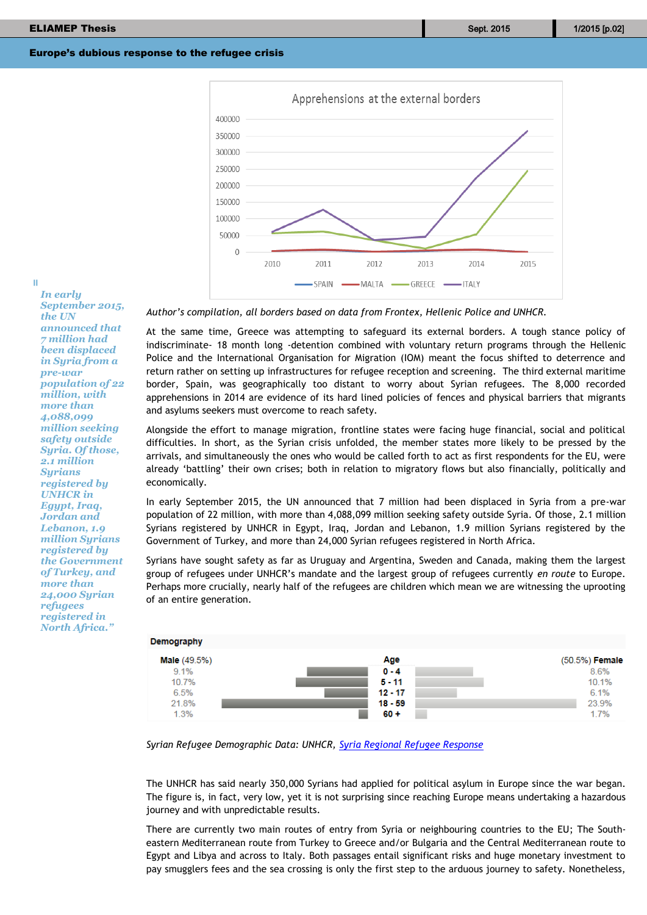Author's compilation, all borders based on data from Frontex, Hellenic Police and UNHCR.

At the same time, Greece was attempting to safeguard its external borders. A tough stance policy of indiscriminate- 18 month long -detention combined with voluntary return programs through the Hellenic Police and the International Organisation for Migration (IOM) meant the focus shifted to deterrence and return rather on setting up infrastructures for refugee reception and screening. The third external maritime border, Spain, was geographically too distant to worry about Syrian refugees. The 8,000 recorded apprehensions in 2014 are evidence of its hard lined policies of fences and physical barriers that migrants and asylums seekers must overcome to reach safety.

Alongside the effort to manage migration, frontline states were facing huge financial, social and political difficulties. In short, as the Syrian crisis unfolded, the member states more likely to be pressed by the arrivals, and simultaneously the ones who would be called forth to act as first respondents for the EU, were already 'battling' their own crises; both in relation to migratory flows but also financially, politically and economically.

> *"In early September 2015, the UN announced that 7 million had been displaced in Syria from a pre-war population of 22 million, with more than 4,088,099 million seeking safety outside Syria. Of those, 2.1 million Syrians registered by UNHCR in Egypt, Iraq, Jordan and Lebanon, 1.9 million Syrians registered by the Government of Turkey, and more than 24,000 Syrian refugees registered in North Africa."*

In early September 2015, the UN announced that 7 million had been displaced in Syria from a pre-war population of 22 million, with more than 4,088,099 million seeking safety outside Syria. Of those, 2.1 million Syrians registered by UNHCR in Egypt, Iraq, Jordan and Lebanon, 1.9 million Syrians registered by the Government of Turkey, and more than 24,000 Syrian refugees registered in North Africa.

Syrians have sought safety as far as Uruguay and Argentina, Sweden and Canada, making them the largest group of refugees under UNHCR's mandate and the largest group of refugees currently *en route* to Europe. Perhaps more crucially, nearly half of the refugees are children which mean we are witnessing the uprooting of an entire generation.

**Demography**

| Male (49.5%) | Age | (50.5%) Female |
|---|---|---|
| 9.1% | 0 - 4 | 8.6% |
| 10.7% | 5 - 11 | 10.1% |
| 6.5% | 12 - 17 | 6.1% |
| 21.8% | 18 - 59 | 23.9% |
| 1.3% | 60 + | 1.7% |

*Syrian Refugee Demographic Data: UNHCR, Syria Regional Refugee Response*

The UNHCR has said nearly 350,000 Syrians had applied for political asylum in Europe since the war began. The figure is, in fact, very low, yet it is not surprising since reaching Europe means undertaking a hazardous journey and with unpredictable results.

There are currently two main routes of entry from Syria or neighbouring countries to the EU; The South-eastern Mediterranean route from Turkey to Greece and/or Bulgaria and the Central Mediterranean route to Egypt and Libya and across to Italy. Both passages entail significant risks and huge monetary investment to pay smugglers fees and the sea crossing is only the first step to the arduous journey to safety. Nonetheless,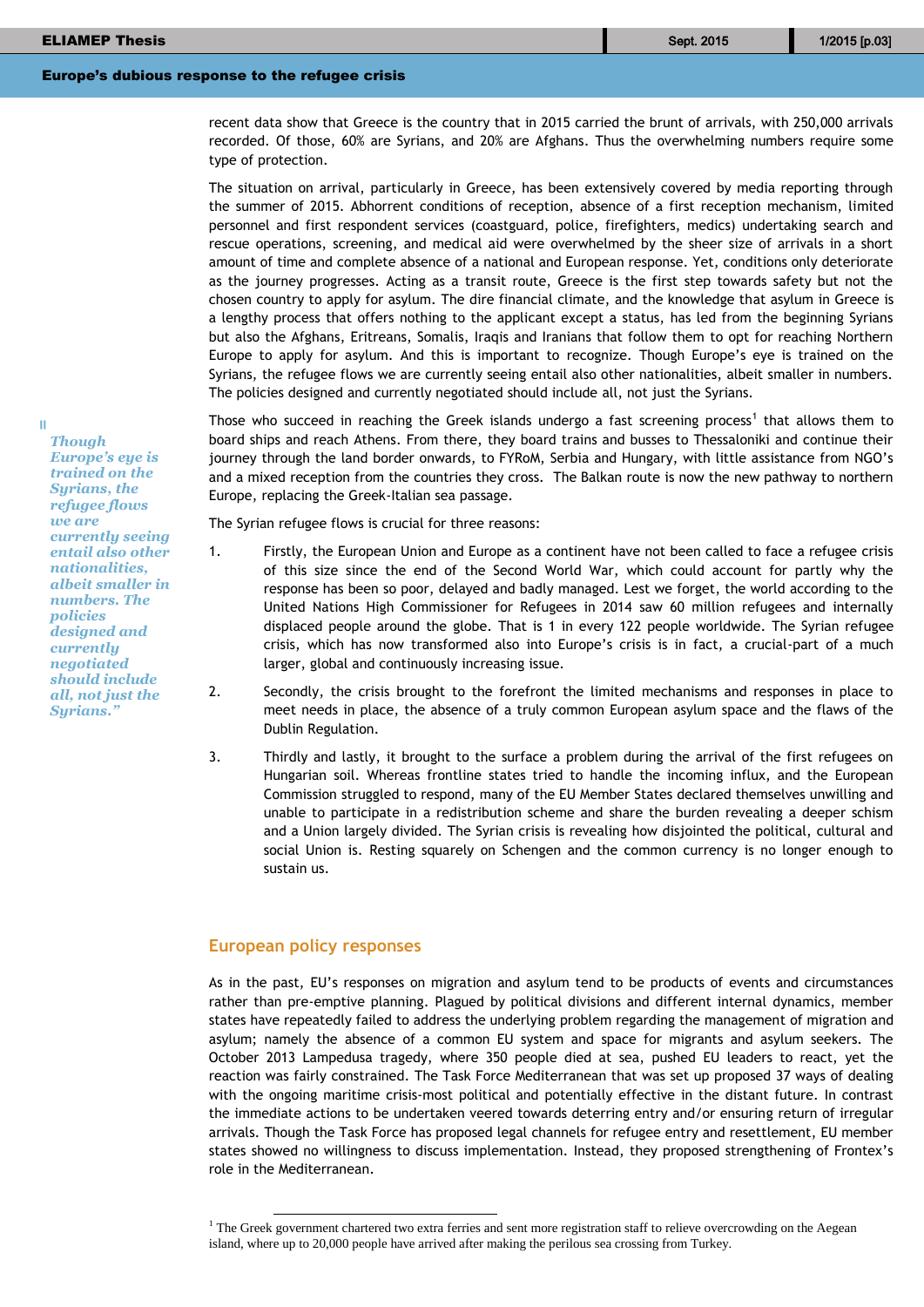recent data show that Greece is the country that in 2015 carried the brunt of arrivals, with 250,000 arrivals recorded. Of those, 60% are Syrians, and 20% are Afghans. Thus the overwhelming numbers require some type of protection.

The situation on arrival, particularly in Greece, has been extensively covered by media reporting through the summer of 2015. Abhorrent conditions of reception, absence of a first reception mechanism, limited personnel and first respondent services (coastguard, police, firefighters, medics) undertaking search and rescue operations, screening, and medical aid were overwhelmed by the sheer size of arrivals in a short amount of time and complete absence of a national and European response. Yet, conditions only deteriorate as the journey progresses. Acting as a transit route, Greece is the first step towards safety but not the chosen country to apply for asylum. The dire financial climate, and the knowledge that asylum in Greece is a lengthy process that offers nothing to the applicant except a status, has led from the beginning Syrians but also the Afghans, Eritreans, Somalis, Iraqis and Iranians that follow them to opt for reaching Northern Europe to apply for asylum. And this is important to recognize. Though Europe's eye is trained on the Syrians, the refugee flows we are currently seeing entail also other nationalities, albeit smaller in numbers. The policies designed and currently negotiated should include all, not just the Syrians.

> *"Though Europe's eye is trained on the Syrians, the refugee flows we are currently seeing entail also other nationalities, albeit smaller in numbers. The policies designed and currently negotiated should include all, not just the Syrians."*

Those who succeed in reaching the Greek islands undergo a fast screening process[1] that allows them to board ships and reach Athens. From there, they board trains and busses to Thessaloniki and continue their journey through the land border onwards, to FYRoM, Serbia and Hungary, with little assistance from NGO's and a mixed reception from the countries they cross. The Balkan route is now the new pathway to northern Europe, replacing the Greek-Italian sea passage.

The Syrian refugee flows is crucial for three reasons:

1. Firstly, the European Union and Europe as a continent have not been called to face a refugee crisis of this size since the end of the Second World War, which could account for partly why the response has been so poor, delayed and badly managed. Lest we forget, the world according to the United Nations High Commissioner for Refugees in 2014 saw 60 million refugees and internally displaced people around the globe. That is 1 in every 122 people worldwide. The Syrian refugee crisis, which has now transformed also into Europe's crisis is in fact, a crucial-part of a much larger, global and continuously increasing issue.
2. Secondly, the crisis brought to the forefront the limited mechanisms and responses in place to meet needs in place, the absence of a truly common European asylum space and the flaws of the Dublin Regulation.
3. Thirdly and lastly, it brought to the surface a problem during the arrival of the first refugees on Hungarian soil. Whereas frontline states tried to handle the incoming influx, and the European Commission struggled to respond, many of the EU Member States declared themselves unwilling and unable to participate in a redistribution scheme and share the burden revealing a deeper schism and a Union largely divided. The Syrian crisis is revealing how disjointed the political, cultural and social Union is. Resting squarely on Schengen and the common currency is no longer enough to sustain us.

## European policy responses

As in the past, EU's responses on migration and asylum tend to be products of events and circumstances rather than pre-emptive planning. Plagued by political divisions and different internal dynamics, member states have repeatedly failed to address the underlying problem regarding the management of migration and asylum; namely the absence of a common EU system and space for migrants and asylum seekers. The October 2013 Lampedusa tragedy, where 350 people died at sea, pushed EU leaders to react, yet the reaction was fairly constrained. The Task Force Mediterranean that was set up proposed 37 ways of dealing with the ongoing maritime crisis-most political and potentially effective in the distant future. In contrast the immediate actions to be undertaken veered towards deterring entry and/or ensuring return of irregular arrivals. Though the Task Force has proposed legal channels for refugee entry and resettlement, EU member states showed no willingness to discuss implementation. Instead, they proposed strengthening of Frontex's role in the Mediterranean.

---

[1] The Greek government chartered two extra ferries and sent more registration staff to relieve overcrowding on the Aegean island, where up to 20,000 people have arrived after making the perilous sea crossing from Turkey.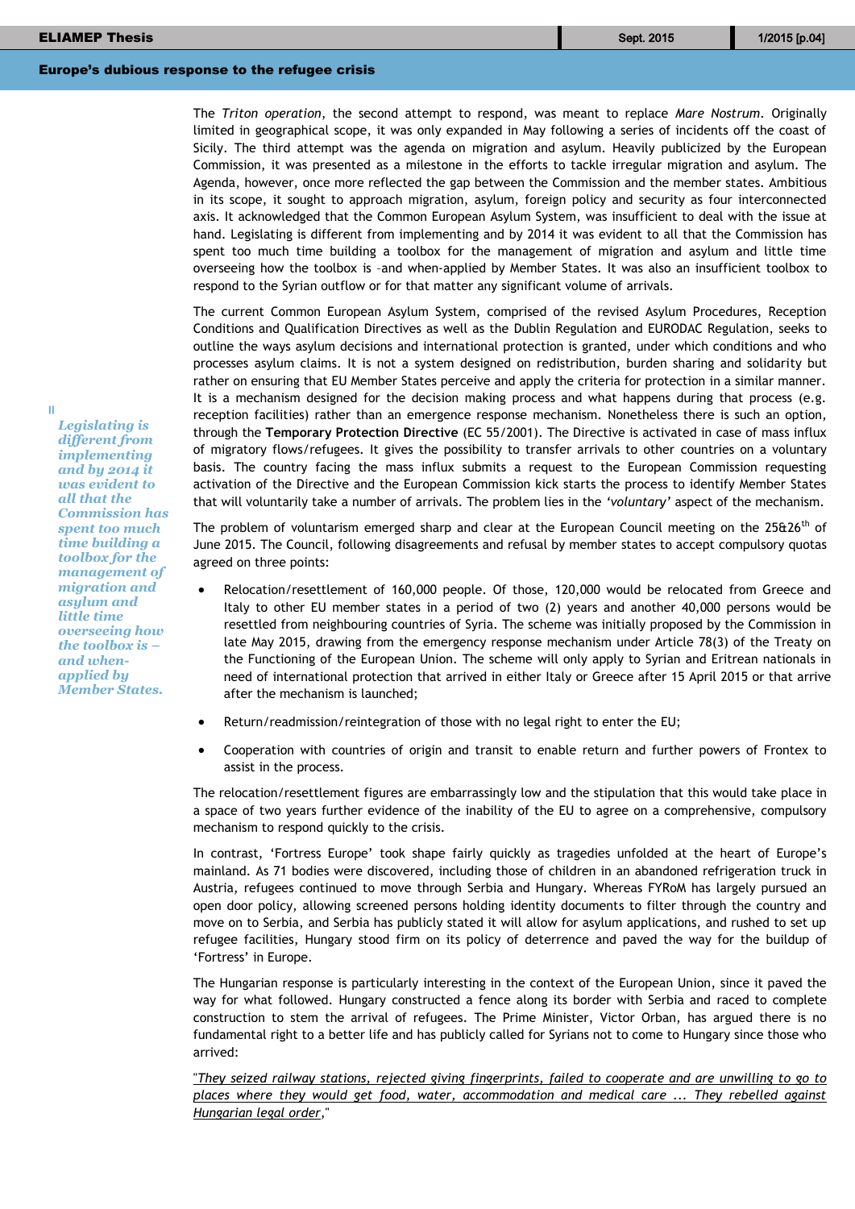The *Triton operation*, the second attempt to respond, was meant to replace *Mare Nostrum*. Originally limited in geographical scope, it was only expanded in May following a series of incidents off the coast of Sicily. The third attempt was the agenda on migration and asylum. Heavily publicized by the European Commission, it was presented as a milestone in the efforts to tackle irregular migration and asylum. The Agenda, however, once more reflected the gap between the Commission and the member states. Ambitious in its scope, it sought to approach migration, asylum, foreign policy and security as four interconnected axis. It acknowledged that the Common European Asylum System, was insufficient to deal with the issue at hand. Legislating is different from implementing and by 2014 it was evident to all that the Commission has spent too much time building a toolbox for the management of migration and asylum and little time overseeing how the toolbox is –and when-applied by Member States. It was also an insufficient toolbox to respond to the Syrian outflow or for that matter any significant volume of arrivals.

> *Legislating is different from implementing and by 2014 it was evident to all that the Commission has spent too much time building a toolbox for the management of migration and asylum and little time overseeing how the toolbox is – and when-applied by Member States.*

The current Common European Asylum System, comprised of the revised Asylum Procedures, Reception Conditions and Qualification Directives as well as the Dublin Regulation and EURODAC Regulation, seeks to outline the ways asylum decisions and international protection is granted, under which conditions and who processes asylum claims. It is not a system designed on redistribution, burden sharing and solidarity but rather on ensuring that EU Member States perceive and apply the criteria for protection in a similar manner. It is a mechanism designed for the decision making process and what happens during that process (e.g. reception facilities) rather than an emergence response mechanism. Nonetheless there is such an option, through the **Temporary Protection Directive** (EC 55/2001). The Directive is activated in case of mass influx of migratory flows/refugees. It gives the possibility to transfer arrivals to other countries on a voluntary basis. The country facing the mass influx submits a request to the European Commission requesting activation of the Directive and the European Commission kick starts the process to identify Member States that will voluntarily take a number of arrivals. The problem lies in the *'voluntary'* aspect of the mechanism.

The problem of voluntarism emerged sharp and clear at the European Council meeting on the 25&26th of June 2015. The Council, following disagreements and refusal by member states to accept compulsory quotas agreed on three points:

- Relocation/resettlement of 160,000 people. Of those, 120,000 would be relocated from Greece and Italy to other EU member states in a period of two (2) years and another 40,000 persons would be resettled from neighbouring countries of Syria. The scheme was initially proposed by the Commission in late May 2015, drawing from the emergency response mechanism under Article 78(3) of the Treaty on the Functioning of the European Union. The scheme will only apply to Syrian and Eritrean nationals in need of international protection that arrived in either Italy or Greece after 15 April 2015 or that arrive after the mechanism is launched;
- Return/readmission/reintegration of those with no legal right to enter the EU;
- Cooperation with countries of origin and transit to enable return and further powers of Frontex to assist in the process.

The relocation/resettlement figures are embarrassingly low and the stipulation that this would take place in a space of two years further evidence of the inability of the EU to agree on a comprehensive, compulsory mechanism to respond quickly to the crisis.

In contrast, 'Fortress Europe' took shape fairly quickly as tragedies unfolded at the heart of Europe's mainland. As 71 bodies were discovered, including those of children in an abandoned refrigeration truck in Austria, refugees continued to move through Serbia and Hungary. Whereas FYRoM has largely pursued an open door policy, allowing screened persons holding identity documents to filter through the country and move on to Serbia, and Serbia has publicly stated it will allow for asylum applications, and rushed to set up refugee facilities, Hungary stood firm on its policy of deterrence and paved the way for the buildup of 'Fortress' in Europe.

The Hungarian response is particularly interesting in the context of the European Union, since it paved the way for what followed. Hungary constructed a fence along its border with Serbia and raced to complete construction to stem the arrival of refugees. The Prime Minister, Victor Orban, has argued there is no fundamental right to a better life and has publicly called for Syrians not to come to Hungary since those who arrived:

"They seized railway stations, rejected giving fingerprints, failed to cooperate and are unwilling to go to places where they would get food, water, accommodation and medical care ... They rebelled against Hungarian legal order,"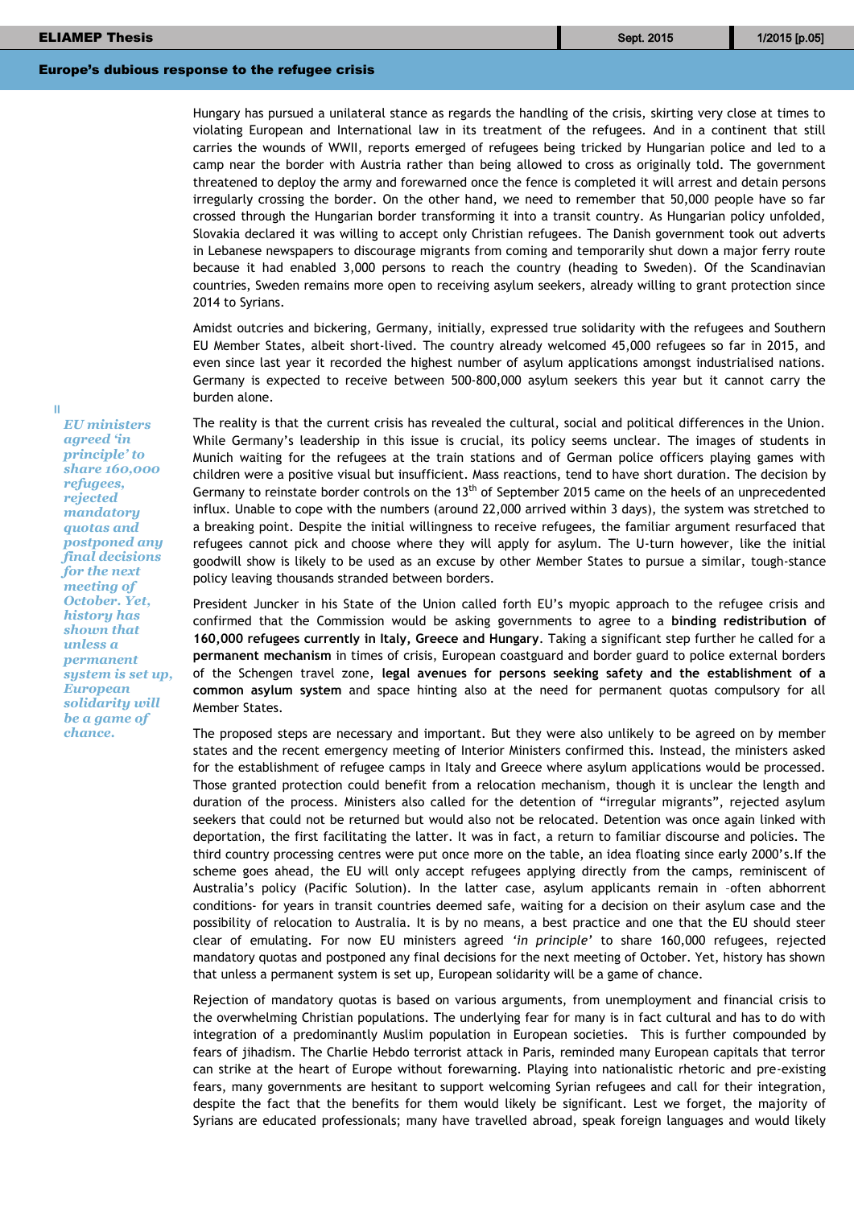Hungary has pursued a unilateral stance as regards the handling of the crisis, skirting very close at times to violating European and International law in its treatment of the refugees. And in a continent that still carries the wounds of WWII, reports emerged of refugees being tricked by Hungarian police and led to a camp near the border with Austria rather than being allowed to cross as originally told. The government threatened to deploy the army and forewarned once the fence is completed it will arrest and detain persons irregularly crossing the border. On the other hand, we need to remember that 50,000 people have so far crossed through the Hungarian border transforming it into a transit country. As Hungarian policy unfolded, Slovakia declared it was willing to accept only Christian refugees. The Danish government took out adverts in Lebanese newspapers to discourage migrants from coming and temporarily shut down a major ferry route because it had enabled 3,000 persons to reach the country (heading to Sweden). Of the Scandinavian countries, Sweden remains more open to receiving asylum seekers, already willing to grant protection since 2014 to Syrians.

Amidst outcries and bickering, Germany, initially, expressed true solidarity with the refugees and Southern EU Member States, albeit short-lived. The country already welcomed 45,000 refugees so far in 2015, and even since last year it recorded the highest number of asylum applications amongst industrialised nations. Germany is expected to receive between 500-800,000 asylum seekers this year but it cannot carry the burden alone.

> *EU ministers agreed 'in principle' to share 160,000 refugees, rejected mandatory quotas and postponed any final decisions for the next meeting of October. Yet, history has shown that unless a permanent system is set up, European solidarity will be a game of chance.*

The reality is that the current crisis has revealed the cultural, social and political differences in the Union. While Germany's leadership in this issue is crucial, its policy seems unclear. The images of students in Munich waiting for the refugees at the train stations and of German police officers playing games with children were a positive visual but insufficient. Mass reactions, tend to have short duration. The decision by Germany to reinstate border controls on the 13th of September 2015 came on the heels of an unprecedented influx. Unable to cope with the numbers (around 22,000 arrived within 3 days), the system was stretched to a breaking point. Despite the initial willingness to receive refugees, the familiar argument resurfaced that refugees cannot pick and choose where they will apply for asylum. The U-turn however, like the initial goodwill show is likely to be used as an excuse by other Member States to pursue a similar, tough-stance policy leaving thousands stranded between borders.

President Juncker in his State of the Union called forth EU's myopic approach to the refugee crisis and confirmed that the Commission would be asking governments to agree to a **binding redistribution of 160,000 refugees currently in Italy, Greece and Hungary**. Taking a significant step further he called for a **permanent mechanism** in times of crisis, European coastguard and border guard to police external borders of the Schengen travel zone, **legal avenues for persons seeking safety and the establishment of a common asylum system** and space hinting also at the need for permanent quotas compulsory for all Member States.

The proposed steps are necessary and important. But they were also unlikely to be agreed on by member states and the recent emergency meeting of Interior Ministers confirmed this. Instead, the ministers asked for the establishment of refugee camps in Italy and Greece where asylum applications would be processed. Those granted protection could benefit from a relocation mechanism, though it is unclear the length and duration of the process. Ministers also called for the detention of "irregular migrants", rejected asylum seekers that could not be returned but would also not be relocated. Detention was once again linked with deportation, the first facilitating the latter. It was in fact, a return to familiar discourse and policies. The third country processing centres were put once more on the table, an idea floating since early 2000's.If the scheme goes ahead, the EU will only accept refugees applying directly from the camps, reminiscent of Australia's policy (Pacific Solution). In the latter case, asylum applicants remain in –often abhorrent conditions- for years in transit countries deemed safe, waiting for a decision on their asylum case and the possibility of relocation to Australia. It is by no means, a best practice and one that the EU should steer clear of emulating. For now EU ministers agreed *'in principle'* to share 160,000 refugees, rejected mandatory quotas and postponed any final decisions for the next meeting of October. Yet, history has shown that unless a permanent system is set up, European solidarity will be a game of chance.

Rejection of mandatory quotas is based on various arguments, from unemployment and financial crisis to the overwhelming Christian populations. The underlying fear for many is in fact cultural and has to do with integration of a predominantly Muslim population in European societies. This is further compounded by fears of jihadism. The Charlie Hebdo terrorist attack in Paris, reminded many European capitals that terror can strike at the heart of Europe without forewarning. Playing into nationalistic rhetoric and pre-existing fears, many governments are hesitant to support welcoming Syrian refugees and call for their integration, despite the fact that the benefits for them would likely be significant. Lest we forget, the majority of Syrians are educated professionals; many have travelled abroad, speak foreign languages and would likely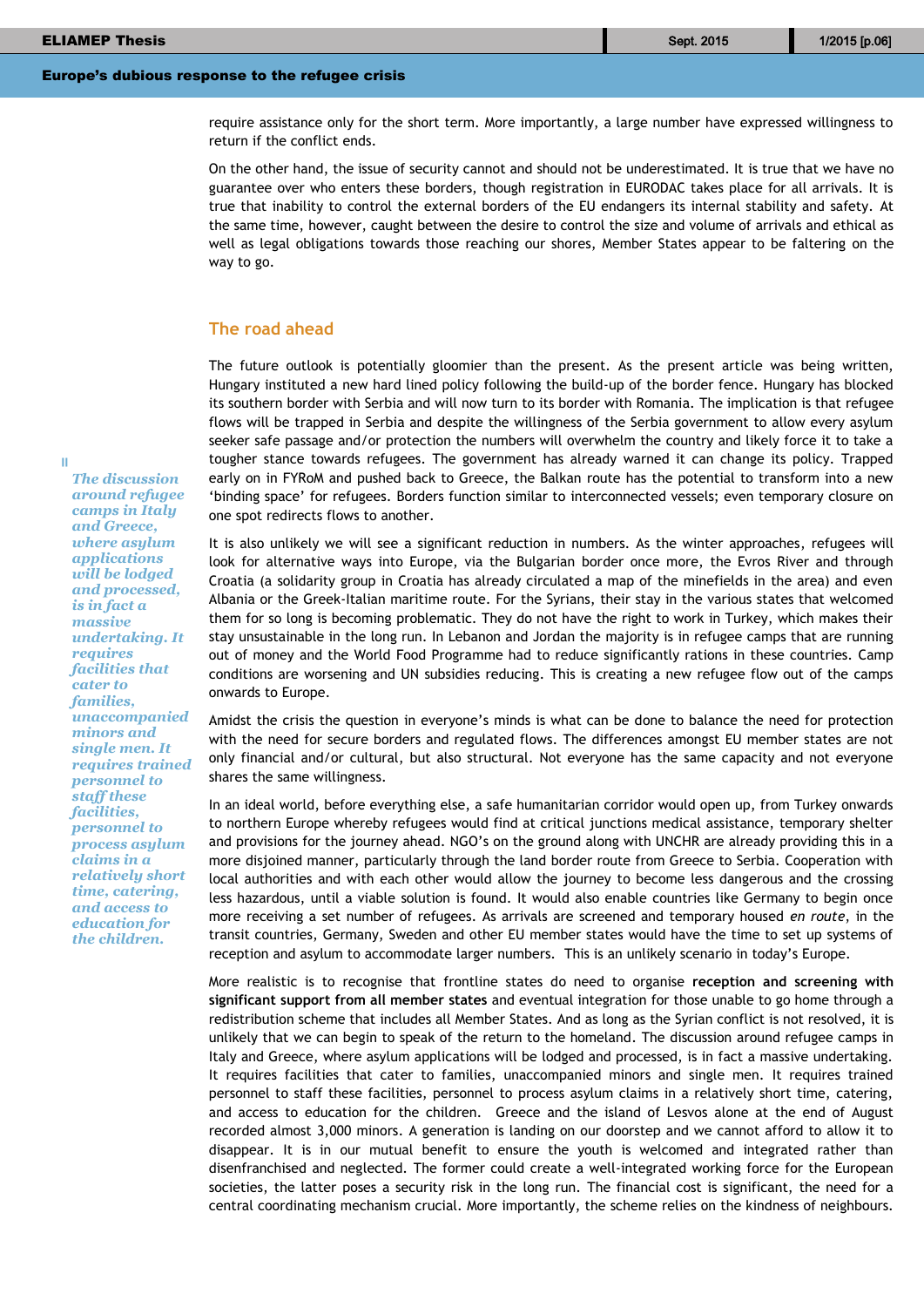require assistance only for the short term. More importantly, a large number have expressed willingness to return if the conflict ends.

On the other hand, the issue of security cannot and should not be underestimated. It is true that we have no guarantee over who enters these borders, though registration in EURODAC takes place for all arrivals. It is true that inability to control the external borders of the EU endangers its internal stability and safety. At the same time, however, caught between the desire to control the size and volume of arrivals and ethical as well as legal obligations towards those reaching our shores, Member States appear to be faltering on the way to go.

## The road ahead

The future outlook is potentially gloomier than the present. As the present article was being written, Hungary instituted a new hard lined policy following the build-up of the border fence. Hungary has blocked its southern border with Serbia and will now turn to its border with Romania. The implication is that refugee flows will be trapped in Serbia and despite the willingness of the Serbia government to allow every asylum seeker safe passage and/or protection the numbers will overwhelm the country and likely force it to take a tougher stance towards refugees. The government has already warned it can change its policy. Trapped early on in FYRoM and pushed back to Greece, the Balkan route has the potential to transform into a new 'binding space' for refugees. Borders function similar to interconnected vessels; even temporary closure on one spot redirects flows to another.

> *"The discussion around refugee camps in Italy and Greece, where asylum applications will be lodged and processed, is in fact a massive undertaking. It requires facilities that cater to families, unaccompanied minors and single men. It requires trained personnel to staff these facilities, personnel to process asylum claims in a relatively short time, catering, and access to education for the children.*

It is also unlikely we will see a significant reduction in numbers. As the winter approaches, refugees will look for alternative ways into Europe, via the Bulgarian border once more, the Evros River and through Croatia (a solidarity group in Croatia has already circulated a map of the minefields in the area) and even Albania or the Greek-Italian maritime route. For the Syrians, their stay in the various states that welcomed them for so long is becoming problematic. They do not have the right to work in Turkey, which makes their stay unsustainable in the long run. In Lebanon and Jordan the majority is in refugee camps that are running out of money and the World Food Programme had to reduce significantly rations in these countries. Camp conditions are worsening and UN subsidies reducing. This is creating a new refugee flow out of the camps onwards to Europe.

Amidst the crisis the question in everyone's minds is what can be done to balance the need for protection with the need for secure borders and regulated flows. The differences amongst EU member states are not only financial and/or cultural, but also structural. Not everyone has the same capacity and not everyone shares the same willingness.

In an ideal world, before everything else, a safe humanitarian corridor would open up, from Turkey onwards to northern Europe whereby refugees would find at critical junctions medical assistance, temporary shelter and provisions for the journey ahead. NGO's on the ground along with UNCHR are already providing this in a more disjoined manner, particularly through the land border route from Greece to Serbia. Cooperation with local authorities and with each other would allow the journey to become less dangerous and the crossing less hazardous, until a viable solution is found. It would also enable countries like Germany to begin once more receiving a set number of refugees. As arrivals are screened and temporary housed *en route*, in the transit countries, Germany, Sweden and other EU member states would have the time to set up systems of reception and asylum to accommodate larger numbers. This is an unlikely scenario in today's Europe.

More realistic is to recognise that frontline states do need to organise **reception and screening with significant support from all member states** and eventual integration for those unable to go home through a redistribution scheme that includes all Member States. And as long as the Syrian conflict is not resolved, it is unlikely that we can begin to speak of the return to the homeland. The discussion around refugee camps in Italy and Greece, where asylum applications will be lodged and processed, is in fact a massive undertaking. It requires facilities that cater to families, unaccompanied minors and single men. It requires trained personnel to staff these facilities, personnel to process asylum claims in a relatively short time, catering, and access to education for the children. Greece and the island of Lesvos alone at the end of August recorded almost 3,000 minors. A generation is landing on our doorstep and we cannot afford to allow it to disappear. It is in our mutual benefit to ensure the youth is welcomed and integrated rather than disenfranchised and neglected. The former could create a well-integrated working force for the European societies, the latter poses a security risk in the long run. The financial cost is significant, the need for a central coordinating mechanism crucial. More importantly, the scheme relies on the kindness of neighbours.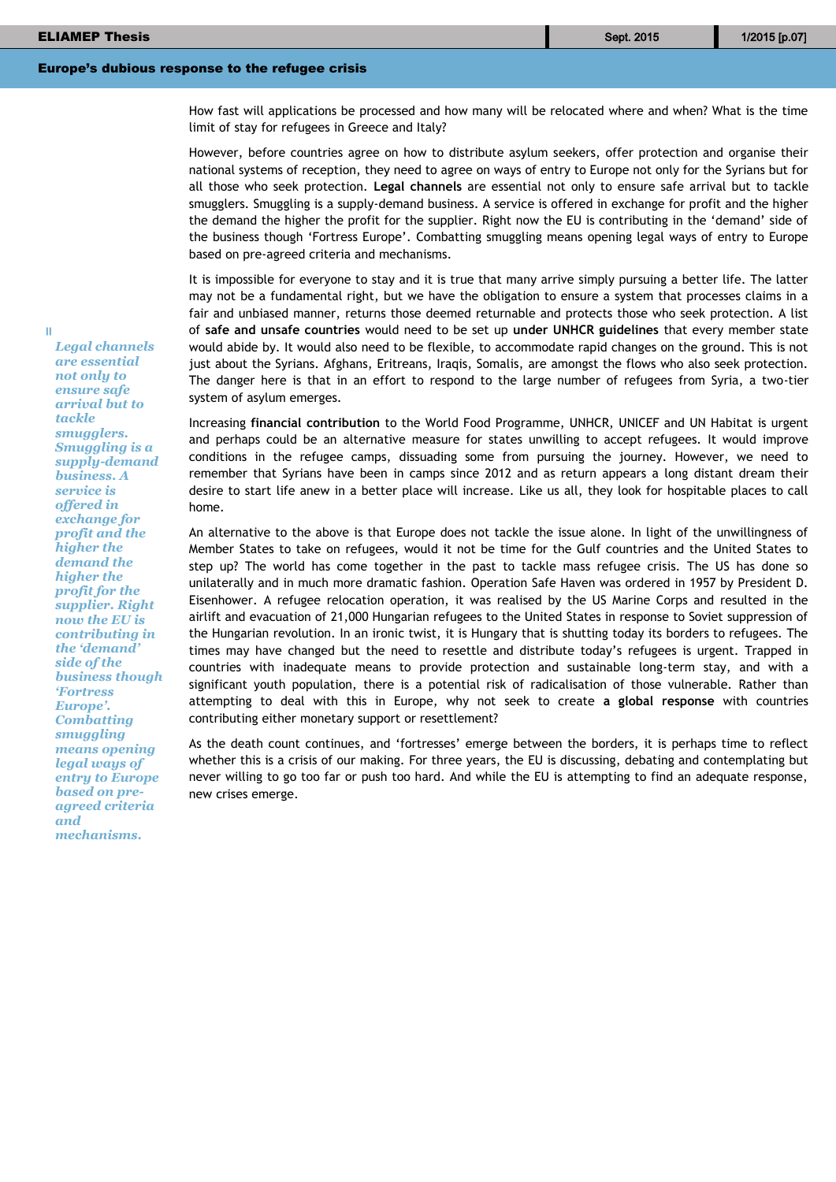How fast will applications be processed and how many will be relocated where and when? What is the time limit of stay for refugees in Greece and Italy?

However, before countries agree on how to distribute asylum seekers, offer protection and organise their national systems of reception, they need to agree on ways of entry to Europe not only for the Syrians but for all those who seek protection. **Legal channels** are essential not only to ensure safe arrival but to tackle smugglers. Smuggling is a supply-demand business. A service is offered in exchange for profit and the higher the demand the higher the profit for the supplier. Right now the EU is contributing in the 'demand' side of the business though 'Fortress Europe'. Combatting smuggling means opening legal ways of entry to Europe based on pre-agreed criteria and mechanisms.

*"Legal channels are essential not only to ensure safe arrival but to tackle smugglers. Smuggling is a supply-demand business. A service is offered in exchange for profit and the higher the demand the higher the profit for the supplier. Right now the EU is contributing in the 'demand' side of the business though 'Fortress Europe'. Combatting smuggling means opening legal ways of entry to Europe based on pre-agreed criteria and mechanisms.*

It is impossible for everyone to stay and it is true that many arrive simply pursuing a better life. The latter may not be a fundamental right, but we have the obligation to ensure a system that processes claims in a fair and unbiased manner, returns those deemed returnable and protects those who seek protection. A list of **safe and unsafe countries** would need to be set up **under UNHCR guidelines** that every member state would abide by. It would also need to be flexible, to accommodate rapid changes on the ground. This is not just about the Syrians. Afghans, Eritreans, Iraqis, Somalis, are amongst the flows who also seek protection. The danger here is that in an effort to respond to the large number of refugees from Syria, a two-tier system of asylum emerges.

Increasing **financial contribution** to the World Food Programme, UNHCR, UNICEF and UN Habitat is urgent and perhaps could be an alternative measure for states unwilling to accept refugees. It would improve conditions in the refugee camps, dissuading some from pursuing the journey. However, we need to remember that Syrians have been in camps since 2012 and as return appears a long distant dream their desire to start life anew in a better place will increase. Like us all, they look for hospitable places to call home.

An alternative to the above is that Europe does not tackle the issue alone. In light of the unwillingness of Member States to take on refugees, would it not be time for the Gulf countries and the United States to step up? The world has come together in the past to tackle mass refugee crisis. The US has done so unilaterally and in much more dramatic fashion. Operation Safe Haven was ordered in 1957 by President D. Eisenhower. A refugee relocation operation, it was realised by the US Marine Corps and resulted in the airlift and evacuation of 21,000 Hungarian refugees to the United States in response to Soviet suppression of the Hungarian revolution. In an ironic twist, it is Hungary that is shutting today its borders to refugees. The times may have changed but the need to resettle and distribute today's refugees is urgent. Trapped in countries with inadequate means to provide protection and sustainable long-term stay, and with a significant youth population, there is a potential risk of radicalisation of those vulnerable. Rather than attempting to deal with this in Europe, why not seek to create **a global response** with countries contributing either monetary support or resettlement?

As the death count continues, and 'fortresses' emerge between the borders, it is perhaps time to reflect whether this is a crisis of our making. For three years, the EU is discussing, debating and contemplating but never willing to go too far or push too hard. And while the EU is attempting to find an adequate response, new crises emerge.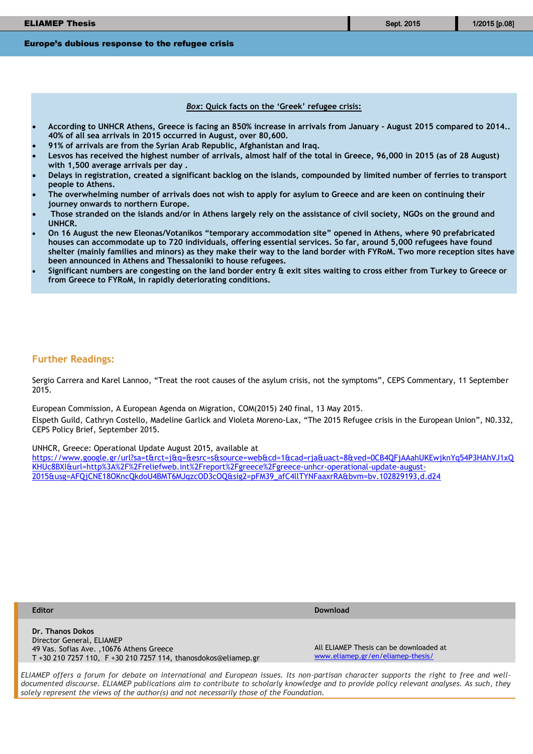**Box: Quick facts on the 'Greek' refugee crisis:**

- **According to UNHCR Athens, Greece is facing an 850% increase in arrivals from January - August 2015 compared to 2014.. 40% of all sea arrivals in 2015 occurred in August, over 80,600.**
- **91% of arrivals are from the Syrian Arab Republic, Afghanistan and Iraq.**
- **Lesvos has received the highest number of arrivals, almost half of the total in Greece, 96,000 in 2015 (as of 28 August) with 1,500 average arrivals per day .**
- **Delays in registration, created a significant backlog on the islands, compounded by limited number of ferries to transport people to Athens.**
- **The overwhelming number of arrivals does not wish to apply for asylum to Greece and are keen on continuing their journey onwards to northern Europe.**
- **Those stranded on the islands and/or in Athens largely rely on the assistance of civil society, NGOs on the ground and UNHCR.**
- **On 16 August the new Eleonas/Votanikos "temporary accommodation site" opened in Athens, where 90 prefabricated houses can accommodate up to 720 individuals, offering essential services. So far, around 5,000 refugees have found shelter (mainly families and minors) as they make their way to the land border with FYRoM. Two more reception sites have been announced in Athens and Thessaloniki to house refugees.**
- **Significant numbers are congesting on the land border entry & exit sites waiting to cross either from Turkey to Greece or from Greece to FYRoM, in rapidly deteriorating conditions.**

## Further Readings:

Sergio Carrera and Karel Lannoo, "Treat the root causes of the asylum crisis, not the symptoms", CEPS Commentary, 11 September 2015.

European Commission, A European Agenda on Migration, COM(2015) 240 final, 13 May 2015.

Elspeth Guild, Cathryn Costello, Madeline Garlick and Violeta Moreno-Lax, "The 2015 Refugee crisis in the European Union", N0.332, CEPS Policy Brief, September 2015.

UNHCR, Greece: Operational Update August 2015, available at https://www.google.gr/url?sa=t&rct=j&q=&esrc=s&source=web&cd=1&cad=rja&uact=8&ved=0CB4QFjAAahUKEwjknYq54P3HAhVJ1xQKHUc8BXI&url=http%3A%2F%2Freliefweb.int%2Freport%2Fgreece%2Fgreece-unhcr-operational-update-august-2015&usg=AFQjCNE18OKncQkdoU4BMT6MJqzcOD3cOQ&sig2=pFM39_afC4llTYNFaaxrRA&bvm=bv.102829193,d.d24

**Editor**

**Dr. Thanos Dokos**
Director General, ELIAMEP
49 Vas. Sofias Ave. ,10676 Athens Greece
T +30 210 7257 110, F +30 210 7257 114, thanosdokos@eliamep.gr

**Download**

All ELIAMEP Thesis can be downloaded at www.eliamep.gr/en/eliamep-thesis/

*ELIAMEP offers a forum for debate on international and European issues. Its non-partisan character supports the right to free and well-documented discourse. ELIAMEP publications aim to contribute to scholarly knowledge and to provide policy relevant analyses. As such, they solely represent the views of the author(s) and not necessarily those of the Foundation.*